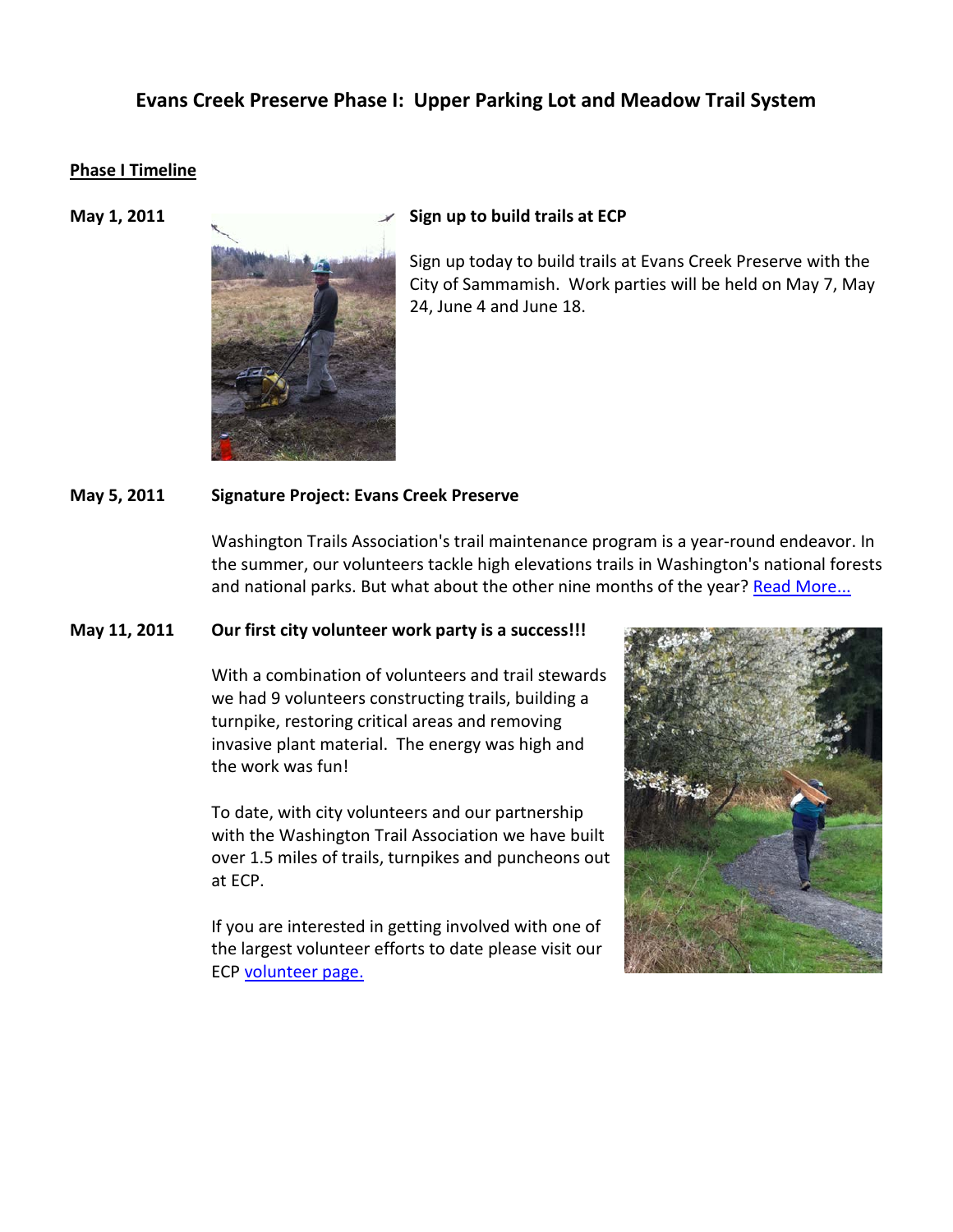# Evans Creek Preserve Phase I: Upper Parking Lot and Meadow Trail System

**Phase I Timeline**

**May 1, 2011**

**Sign up to build trails at ECP**

Sign up today to build trails at Evans Creek Preserve with the City of Sammamish. Work parties will be held on May 7, May 24, June 4 and June 18.

**May 5, 2011**

**Signature Project: Evans Creek Preserve**

Washington Trails Association's trail maintenance program is a year-round endeavor. In the summer, our volunteers tackle high elevations trails in Washington's national forests and national parks. But what about the other nine months of the year? Read More...

**May 11, 2011**

**Our first city volunteer work party is a success!!!**

With a combination of volunteers and trail stewards we had 9 volunteers constructing trails, building a turnpike, restoring critical areas and removing invasive plant material. The energy was high and the work was fun!

To date, with city volunteers and our partnership with the Washington Trail Association we have built over 1.5 miles of trails, turnpikes and puncheons out at ECP.

If you are interested in getting involved with one of the largest volunteer efforts to date please visit our ECP volunteer page.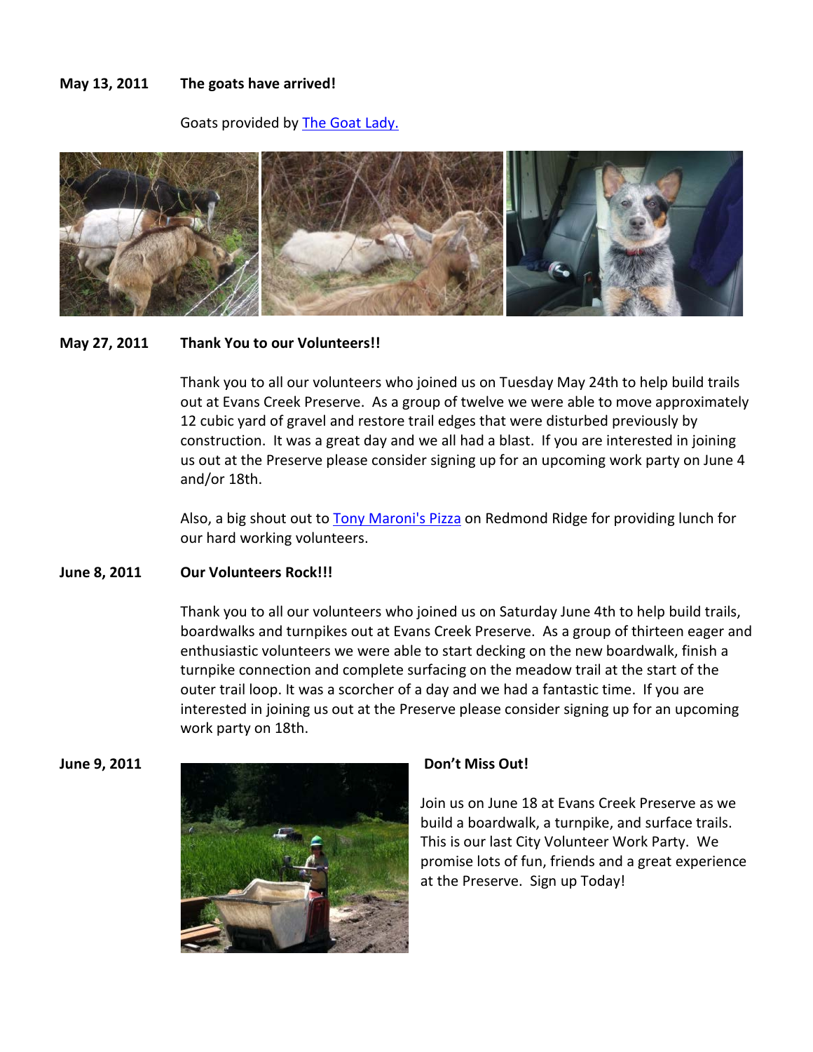**May 13, 2011** **The goats have arrived!**

Goats provided by [The Goat Lady.]

**May 27, 2011** **Thank You to our Volunteers!!**

Thank you to all our volunteers who joined us on Tuesday May 24th to help build trails out at Evans Creek Preserve. As a group of twelve we were able to move approximately 12 cubic yard of gravel and restore trail edges that were disturbed previously by construction. It was a great day and we all had a blast. If you are interested in joining us out at the Preserve please consider signing up for an upcoming work party on June 4 and/or 18th.

Also, a big shout out to [Tony Maroni's Pizza] on Redmond Ridge for providing lunch for our hard working volunteers.

**June 8, 2011** **Our Volunteers Rock!!!**

Thank you to all our volunteers who joined us on Saturday June 4th to help build trails, boardwalks and turnpikes out at Evans Creek Preserve. As a group of thirteen eager and enthusiastic volunteers we were able to start decking on the new boardwalk, finish a turnpike connection and complete surfacing on the meadow trail at the start of the outer trail loop. It was a scorcher of a day and we had a fantastic time. If you are interested in joining us out at the Preserve please consider signing up for an upcoming work party on 18th.

**June 9, 2011** **Don't Miss Out!**

Join us on June 18 at Evans Creek Preserve as we build a boardwalk, a turnpike, and surface trails. This is our last City Volunteer Work Party. We promise lots of fun, friends and a great experience at the Preserve. Sign up Today!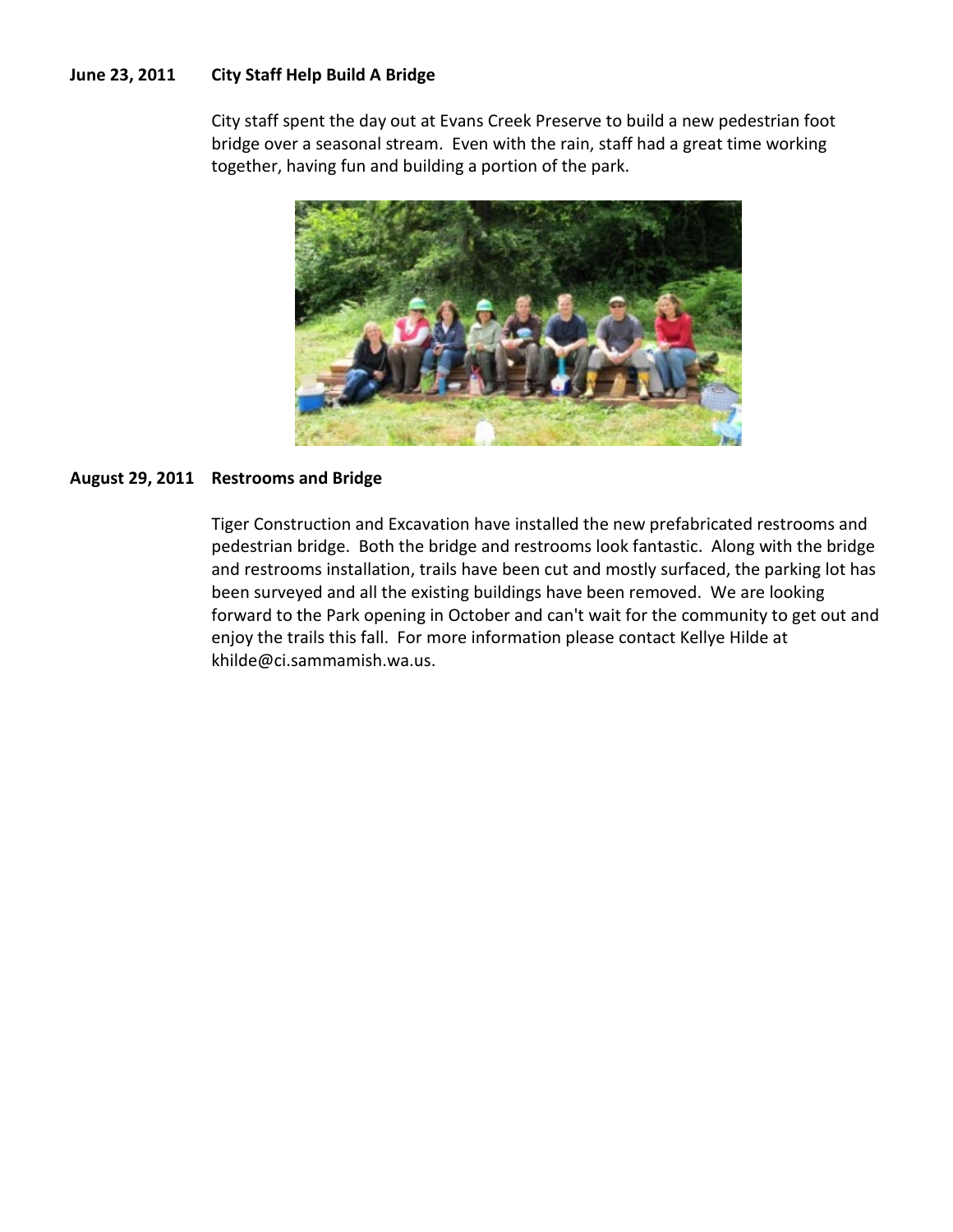**June 23, 2011 City Staff Help Build A Bridge**

City staff spent the day out at Evans Creek Preserve to build a new pedestrian foot bridge over a seasonal stream. Even with the rain, staff had a great time working together, having fun and building a portion of the park.

**August 29, 2011 Restrooms and Bridge**

Tiger Construction and Excavation have installed the new prefabricated restrooms and pedestrian bridge. Both the bridge and restrooms look fantastic. Along with the bridge and restrooms installation, trails have been cut and mostly surfaced, the parking lot has been surveyed and all the existing buildings have been removed. We are looking forward to the Park opening in October and can't wait for the community to get out and enjoy the trails this fall. For more information please contact Kellye Hilde at khilde@ci.sammamish.wa.us.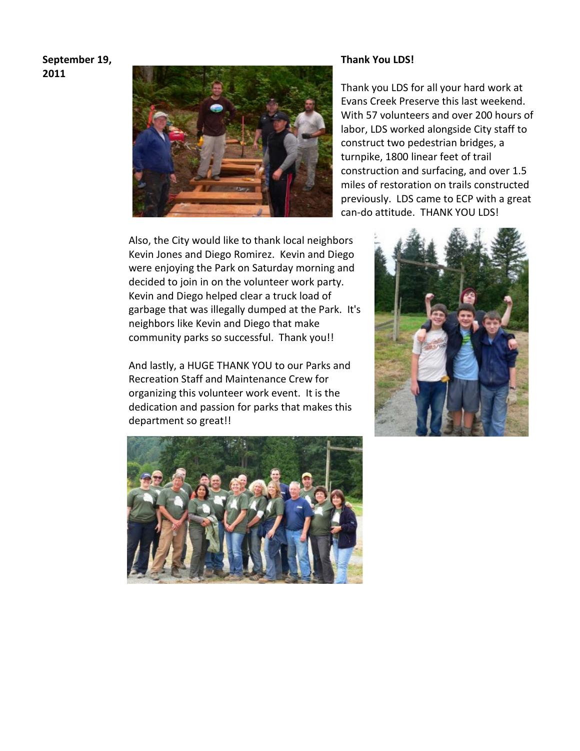**September 19, 2011**

**Thank You LDS!**

Thank you LDS for all your hard work at Evans Creek Preserve this last weekend. With 57 volunteers and over 200 hours of labor, LDS worked alongside City staff to construct two pedestrian bridges, a turnpike, 1800 linear feet of trail construction and surfacing, and over 1.5 miles of restoration on trails constructed previously. LDS came to ECP with a great can-do attitude. THANK YOU LDS!

Also, the City would like to thank local neighbors Kevin Jones and Diego Romirez. Kevin and Diego were enjoying the Park on Saturday morning and decided to join in on the volunteer work party. Kevin and Diego helped clear a truck load of garbage that was illegally dumped at the Park. It's neighbors like Kevin and Diego that make community parks so successful. Thank you!!

And lastly, a HUGE THANK YOU to our Parks and Recreation Staff and Maintenance Crew for organizing this volunteer work event. It is the dedication and passion for parks that makes this department so great!!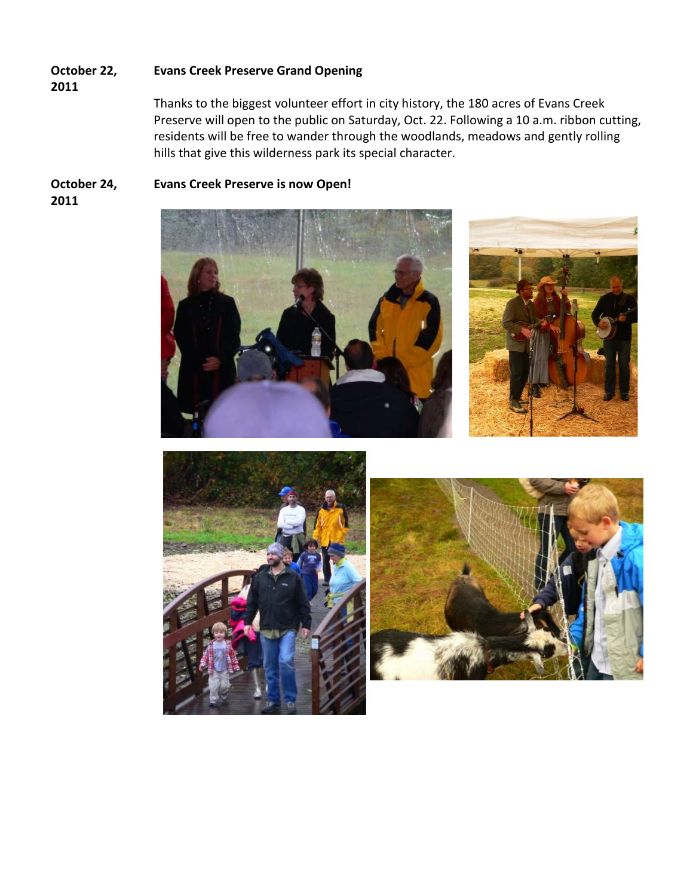**October 22, 2011** **Evans Creek Preserve Grand Opening**

Thanks to the biggest volunteer effort in city history, the 180 acres of Evans Creek Preserve will open to the public on Saturday, Oct. 22. Following a 10 a.m. ribbon cutting, residents will be free to wander through the woodlands, meadows and gently rolling hills that give this wilderness park its special character.

**October 24, 2011** **Evans Creek Preserve is now Open!**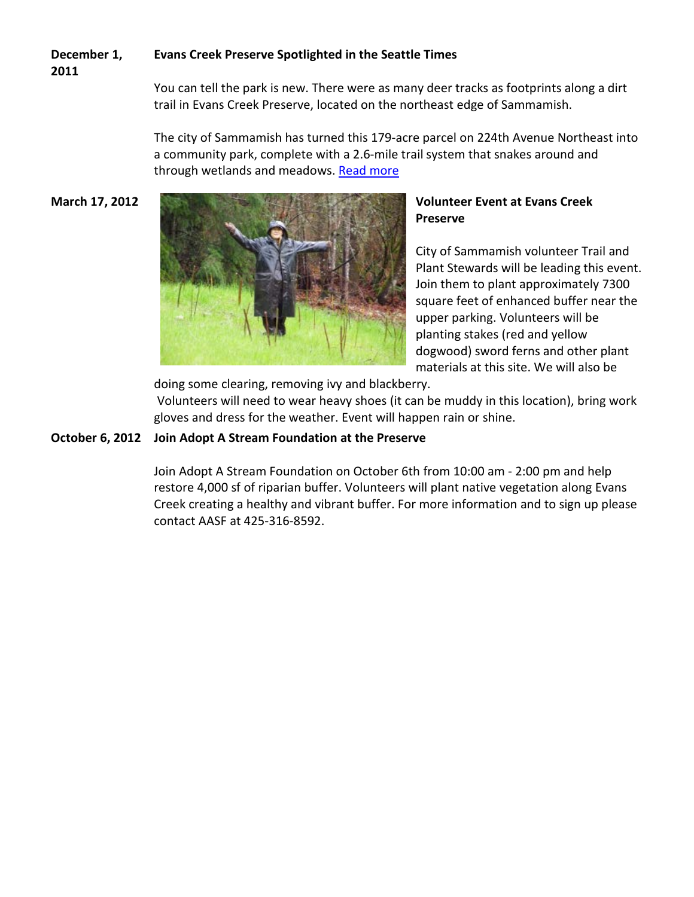**December 1, 2011** — **Evans Creek Preserve Spotlighted in the Seattle Times**

You can tell the park is new. There were as many deer tracks as footprints along a dirt trail in Evans Creek Preserve, located on the northeast edge of Sammamish.

The city of Sammamish has turned this 179-acre parcel on 224th Avenue Northeast into a community park, complete with a 2.6-mile trail system that snakes around and through wetlands and meadows. Read more

**March 17, 2012** — **Volunteer Event at Evans Creek Preserve**

City of Sammamish volunteer Trail and Plant Stewards will be leading this event. Join them to plant approximately 7300 square feet of enhanced buffer near the upper parking. Volunteers will be planting stakes (red and yellow dogwood) sword ferns and other plant materials at this site. We will also be doing some clearing, removing ivy and blackberry.

Volunteers will need to wear heavy shoes (it can be muddy in this location), bring work gloves and dress for the weather. Event will happen rain or shine.

**October 6, 2012** — **Join Adopt A Stream Foundation at the Preserve**

Join Adopt A Stream Foundation on October 6th from 10:00 am - 2:00 pm and help restore 4,000 sf of riparian buffer. Volunteers will plant native vegetation along Evans Creek creating a healthy and vibrant buffer. For more information and to sign up please contact AASF at 425-316-8592.